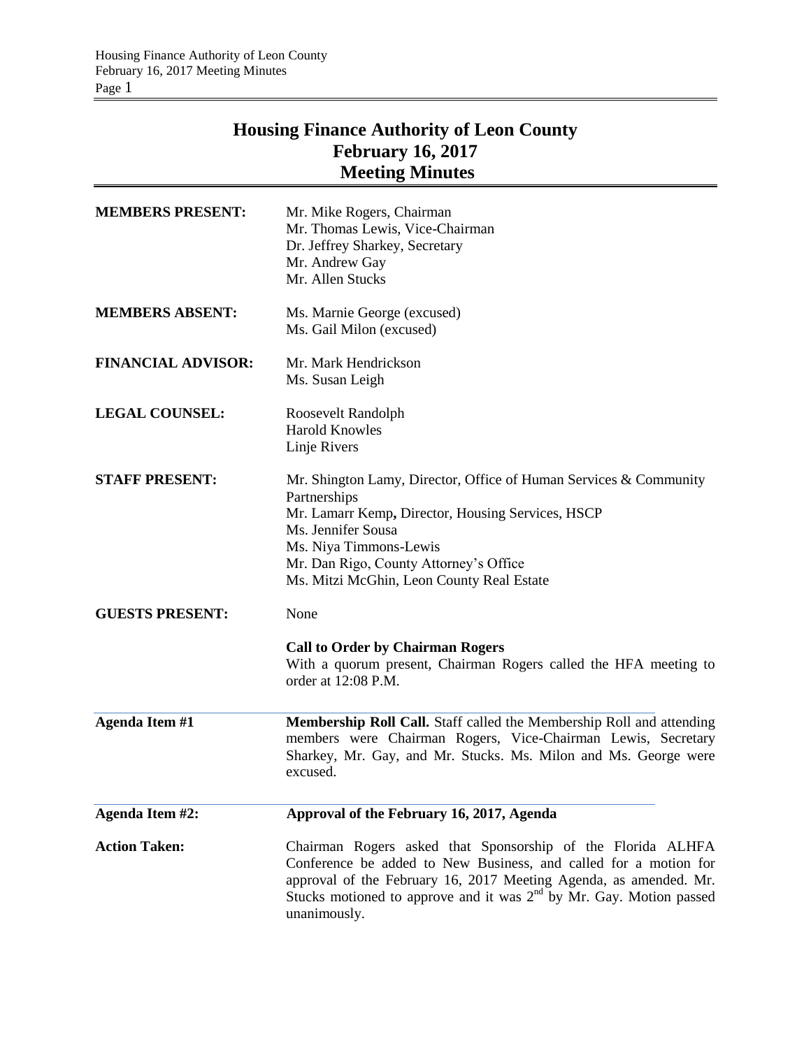# Housing Finance Authority of Leon County
## February 16, 2017
## Meeting Minutes

**MEMBERS PRESENT:**
Mr. Mike Rogers, Chairman
Mr. Thomas Lewis, Vice-Chairman
Dr. Jeffrey Sharkey, Secretary
Mr. Andrew Gay
Mr. Allen Stucks

**MEMBERS ABSENT:**
Ms. Marnie George (excused)
Ms. Gail Milon (excused)

**FINANCIAL ADVISOR:**
Mr. Mark Hendrickson
Ms. Susan Leigh

**LEGAL COUNSEL:**
Roosevelt Randolph
Harold Knowles
Linje Rivers

**STAFF PRESENT:**
Mr. Shington Lamy, Director, Office of Human Services & Community Partnerships
Mr. Lamarr Kemp**,** Director, Housing Services, HSCP
Ms. Jennifer Sousa
Ms. Niya Timmons-Lewis
Mr. Dan Rigo, County Attorney's Office
Ms. Mitzi McGhin, Leon County Real Estate

**GUESTS PRESENT:**
None

**Call to Order by Chairman Rogers**
With a quorum present, Chairman Rogers called the HFA meeting to order at 12:08 P.M.

**Agenda Item #1**
**Membership Roll Call.** Staff called the Membership Roll and attending members were Chairman Rogers, Vice-Chairman Lewis, Secretary Sharkey, Mr. Gay, and Mr. Stucks. Ms. Milon and Ms. George were excused.

**Agenda Item #2:** **Approval of the February 16, 2017, Agenda**

**Action Taken:**
Chairman Rogers asked that Sponsorship of the Florida ALHFA Conference be added to New Business, and called for a motion for approval of the February 16, 2017 Meeting Agenda, as amended. Mr. Stucks motioned to approve and it was 2nd by Mr. Gay. Motion passed unanimously.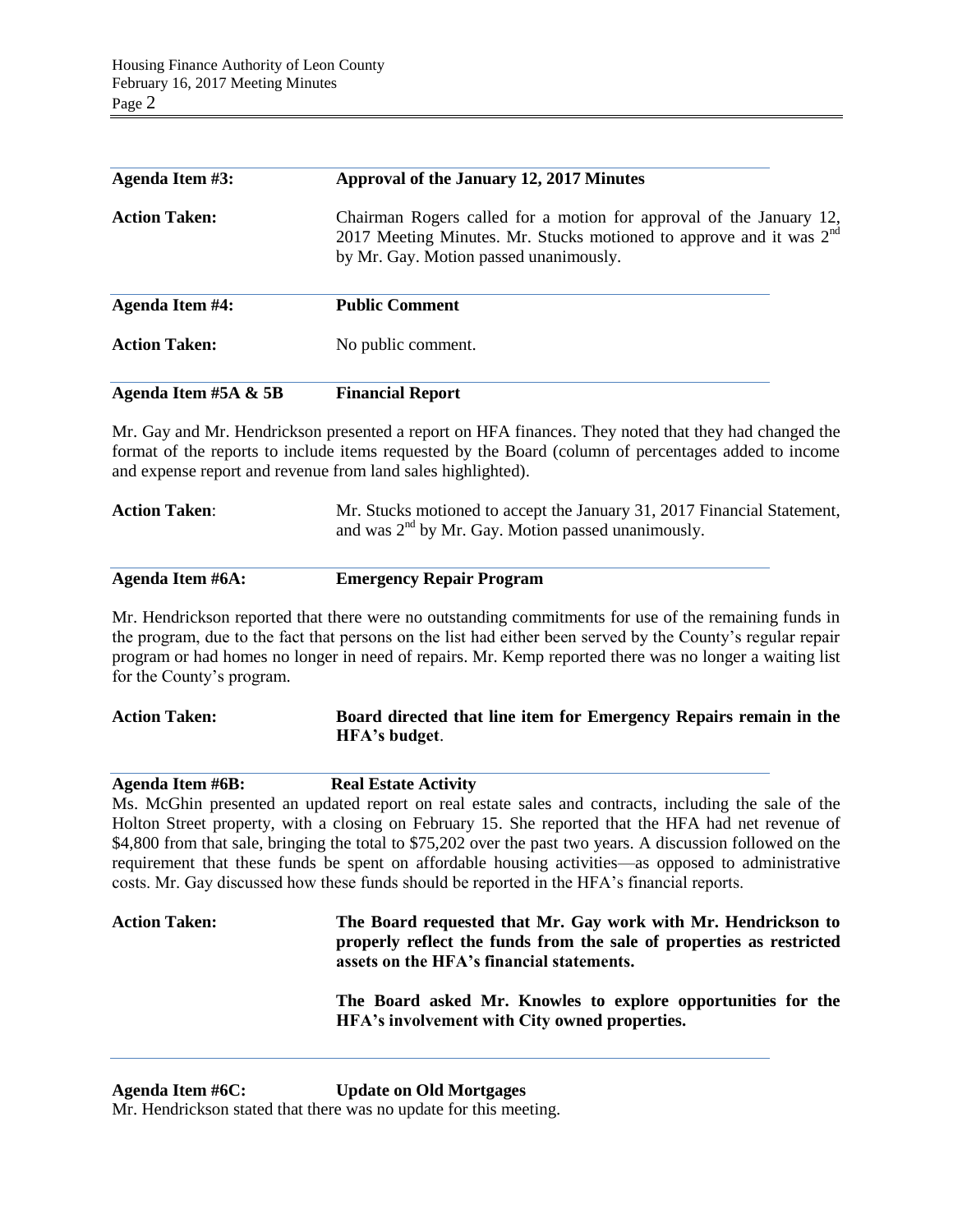**Agenda Item #3:** **Approval of the January 12, 2017 Minutes**

**Action Taken:** Chairman Rogers called for a motion for approval of the January 12, 2017 Meeting Minutes. Mr. Stucks motioned to approve and it was 2nd by Mr. Gay. Motion passed unanimously.

**Agenda Item #4:** **Public Comment**

**Action Taken:** No public comment.

**Agenda Item #5A & 5B** **Financial Report**

Mr. Gay and Mr. Hendrickson presented a report on HFA finances. They noted that they had changed the format of the reports to include items requested by the Board (column of percentages added to income and expense report and revenue from land sales highlighted).

**Action Taken**: Mr. Stucks motioned to accept the January 31, 2017 Financial Statement, and was 2nd by Mr. Gay. Motion passed unanimously.

**Agenda Item #6A:** **Emergency Repair Program**

Mr. Hendrickson reported that there were no outstanding commitments for use of the remaining funds in the program, due to the fact that persons on the list had either been served by the County's regular repair program or had homes no longer in need of repairs. Mr. Kemp reported there was no longer a waiting list for the County's program.

**Action Taken:** **Board directed that line item for Emergency Repairs remain in the HFA's budget**.

**Agenda Item #6B:** **Real Estate Activity**

Ms. McGhin presented an updated report on real estate sales and contracts, including the sale of the Holton Street property, with a closing on February 15. She reported that the HFA had net revenue of $4,800 from that sale, bringing the total to $75,202 over the past two years. A discussion followed on the requirement that these funds be spent on affordable housing activities—as opposed to administrative costs. Mr. Gay discussed how these funds should be reported in the HFA's financial reports.

**Action Taken:** **The Board requested that Mr. Gay work with Mr. Hendrickson to properly reflect the funds from the sale of properties as restricted assets on the HFA's financial statements.**

**The Board asked Mr. Knowles to explore opportunities for the HFA's involvement with City owned properties.**

**Agenda Item #6C:** **Update on Old Mortgages**

Mr. Hendrickson stated that there was no update for this meeting.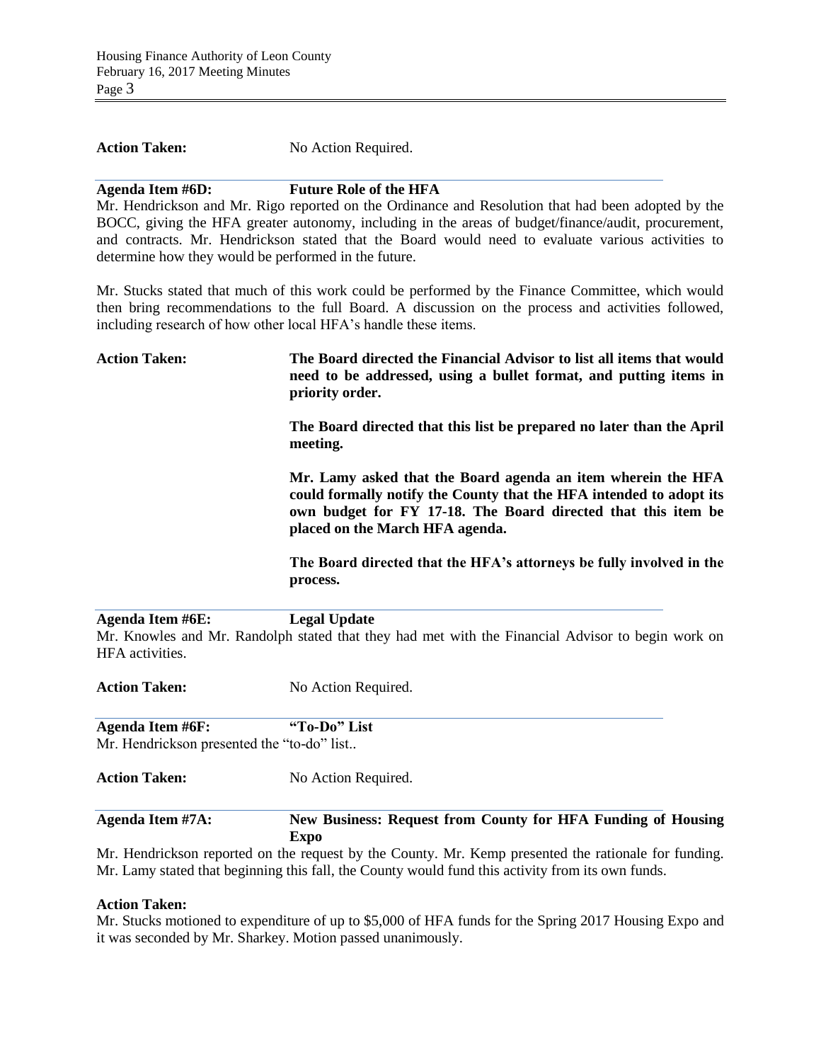**Action Taken:** No Action Required.

**Agenda Item #6D: Future Role of the HFA**

Mr. Hendrickson and Mr. Rigo reported on the Ordinance and Resolution that had been adopted by the BOCC, giving the HFA greater autonomy, including in the areas of budget/finance/audit, procurement, and contracts. Mr. Hendrickson stated that the Board would need to evaluate various activities to determine how they would be performed in the future.

Mr. Stucks stated that much of this work could be performed by the Finance Committee, which would then bring recommendations to the full Board. A discussion on the process and activities followed, including research of how other local HFA's handle these items.

**Action Taken:** **The Board directed the Financial Advisor to list all items that would need to be addressed, using a bullet format, and putting items in priority order.**

**The Board directed that this list be prepared no later than the April meeting.**

**Mr. Lamy asked that the Board agenda an item wherein the HFA could formally notify the County that the HFA intended to adopt its own budget for FY 17-18. The Board directed that this item be placed on the March HFA agenda.**

**The Board directed that the HFA's attorneys be fully involved in the process.**

**Agenda Item #6E: Legal Update**

Mr. Knowles and Mr. Randolph stated that they had met with the Financial Advisor to begin work on HFA activities.

**Action Taken:** No Action Required.

**Agenda Item #6F: "To-Do" List**

Mr. Hendrickson presented the "to-do" list..

**Action Taken:** No Action Required.

**Agenda Item #7A: New Business: Request from County for HFA Funding of Housing Expo**

Mr. Hendrickson reported on the request by the County. Mr. Kemp presented the rationale for funding. Mr. Lamy stated that beginning this fall, the County would fund this activity from its own funds.

**Action Taken:**

Mr. Stucks motioned to expenditure of up to $5,000 of HFA funds for the Spring 2017 Housing Expo and it was seconded by Mr. Sharkey. Motion passed unanimously.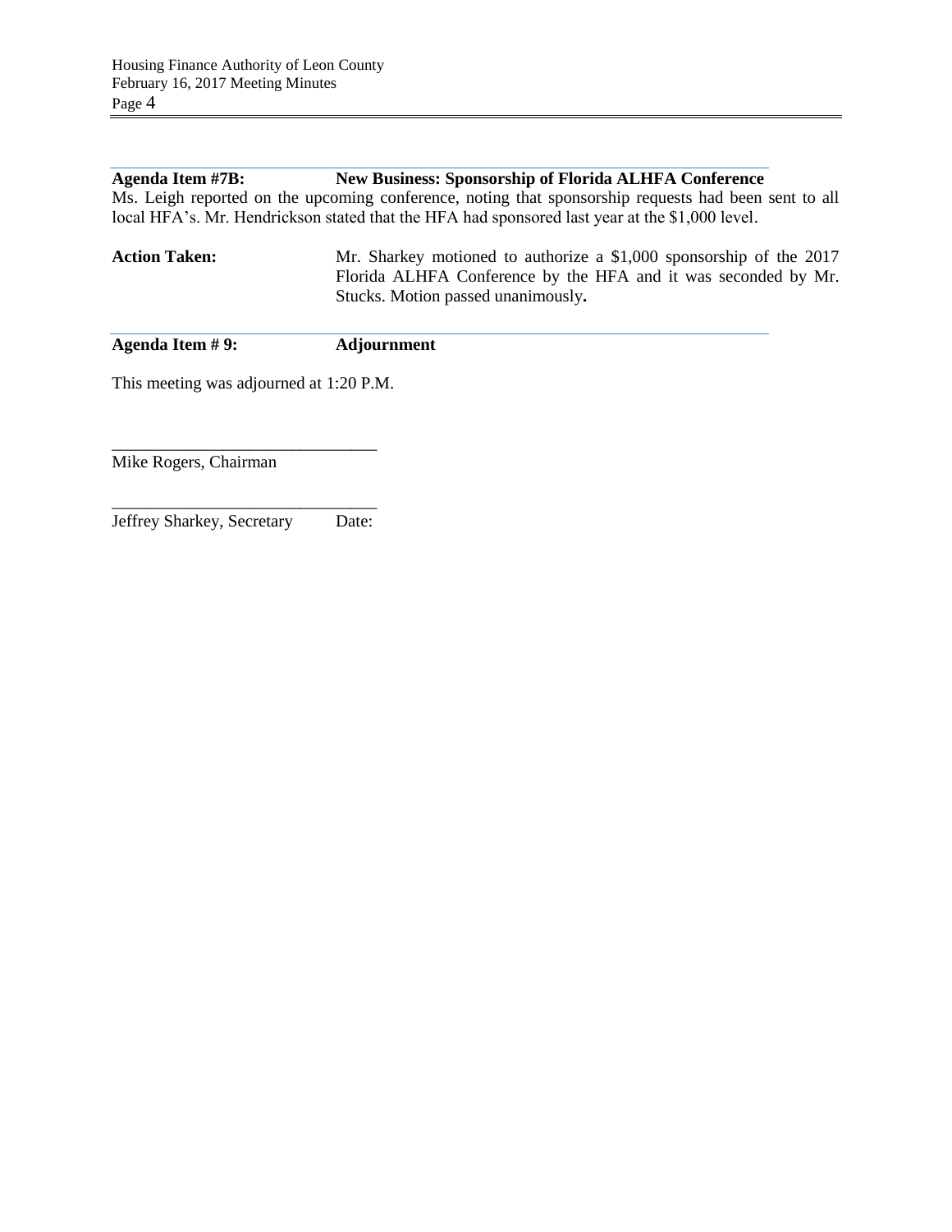**Agenda Item #7B:** **New Business: Sponsorship of Florida ALHFA Conference**

Ms. Leigh reported on the upcoming conference, noting that sponsorship requests had been sent to all local HFA's. Mr. Hendrickson stated that the HFA had sponsored last year at the $1,000 level.

**Action Taken:** Mr. Sharkey motioned to authorize a $1,000 sponsorship of the 2017 Florida ALHFA Conference by the HFA and it was seconded by Mr. Stucks. Motion passed unanimously**.**

**Agenda Item # 9:** **Adjournment**

This meeting was adjourned at 1:20 P.M.

_______________________________

Mike Rogers, Chairman

_______________________________

Jeffrey Sharkey, Secretary Date: